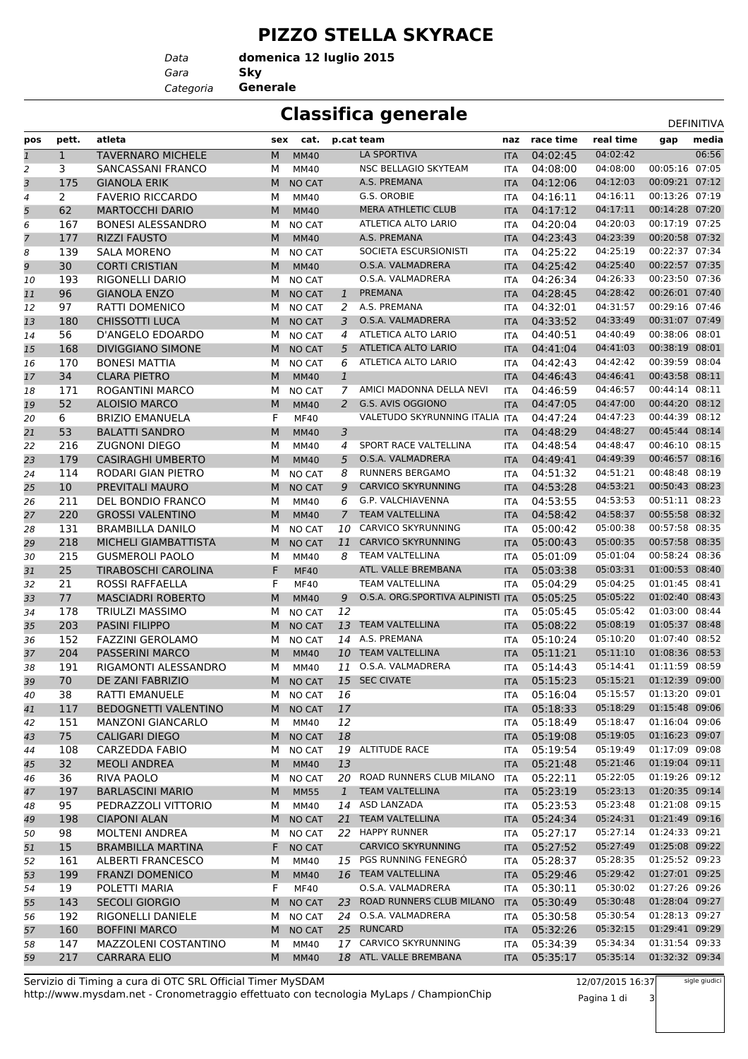# PIZZO STELLA SKYRACE

*Data* **domenica 12 luglio 2015**
*Gara* **Sky**
*Categoria* **Generale**

## Classifica generale

DEFINITIVA

| pos | pett. | atleta | sex | cat. | p.cat | team | naz | race time | real time | gap | media |
|---|---|---|---|---|---|---|---|---|---|---|---|
| 1 | 1 | TAVERNARO MICHELE | M | MM40 | | LA SPORTIVA | ITA | 04:02:45 | 04:02:42 | | 06:56 |
| 2 | 3 | SANCASSANI FRANCO | M | MM40 | | NSC BELLAGIO SKYTEAM | ITA | 04:08:00 | 04:08:00 | 00:05:16 | 07:05 |
| 3 | 175 | GIANOLA ERIK | M | NO CAT | | A.S. PREMANA | ITA | 04:12:06 | 04:12:03 | 00:09:21 | 07:12 |
| 4 | 2 | FAVERIO RICCARDO | M | MM40 | | G.S. OROBIE | ITA | 04:16:11 | 04:16:11 | 00:13:26 | 07:19 |
| 5 | 62 | MARTOCCHI DARIO | M | MM40 | | MERA ATHLETIC CLUB | ITA | 04:17:12 | 04:17:11 | 00:14:28 | 07:20 |
| 6 | 167 | BONESI ALESSANDRO | M | NO CAT | | ATLETICA ALTO LARIO | ITA | 04:20:04 | 04:20:03 | 00:17:19 | 07:25 |
| 7 | 177 | RIZZI FAUSTO | M | MM40 | | A.S. PREMANA | ITA | 04:23:43 | 04:23:39 | 00:20:58 | 07:32 |
| 8 | 139 | SALA MORENO | M | NO CAT | | SOCIETA ESCURSIONISTI | ITA | 04:25:22 | 04:25:19 | 00:22:37 | 07:34 |
| 9 | 30 | CORTI CRISTIAN | M | MM40 | | O.S.A. VALMADRERA | ITA | 04:25:42 | 04:25:40 | 00:22:57 | 07:35 |
| 10 | 193 | RIGONELLI DARIO | M | NO CAT | | O.S.A. VALMADRERA | ITA | 04:26:34 | 04:26:33 | 00:23:50 | 07:36 |
| 11 | 96 | GIANOLA ENZO | M | NO CAT | 1 | PREMANA | ITA | 04:28:45 | 04:28:42 | 00:26:01 | 07:40 |
| 12 | 97 | RATTI DOMENICO | M | NO CAT | 2 | A.S. PREMANA | ITA | 04:32:01 | 04:31:57 | 00:29:16 | 07:46 |
| 13 | 180 | CHISSOTTI LUCA | M | NO CAT | 3 | O.S.A. VALMADRERA | ITA | 04:33:52 | 04:33:49 | 00:31:07 | 07:49 |
| 14 | 56 | D'ANGELO EDOARDO | M | NO CAT | 4 | ATLETICA ALTO LARIO | ITA | 04:40:51 | 04:40:49 | 00:38:06 | 08:01 |
| 15 | 168 | DIVIGGIANO SIMONE | M | NO CAT | 5 | ATLETICA ALTO LARIO | ITA | 04:41:04 | 04:41:03 | 00:38:19 | 08:01 |
| 16 | 170 | BONESI MATTIA | M | NO CAT | 6 | ATLETICA ALTO LARIO | ITA | 04:42:43 | 04:42:42 | 00:39:59 | 08:04 |
| 17 | 34 | CLARA PIETRO | M | MM40 | 1 | | ITA | 04:46:43 | 04:46:41 | 00:43:58 | 08:11 |
| 18 | 171 | ROGANTINI MARCO | M | NO CAT | 7 | AMICI MADONNA DELLA NEVI | ITA | 04:46:59 | 04:46:57 | 00:44:14 | 08:11 |
| 19 | 52 | ALOISIO MARCO | M | MM40 | 2 | G.S. AVIS OGGIONO | ITA | 04:47:05 | 04:47:00 | 00:44:20 | 08:12 |
| 20 | 6 | BRIZIO EMANUELA | F | MF40 | | VALETUDO SKYRUNNING ITALIA | ITA | 04:47:24 | 04:47:23 | 00:44:39 | 08:12 |
| 21 | 53 | BALATTI SANDRO | M | MM40 | 3 | | ITA | 04:48:29 | 04:48:27 | 00:45:44 | 08:14 |
| 22 | 216 | ZUGNONI DIEGO | M | MM40 | 4 | SPORT RACE VALTELLINA | ITA | 04:48:54 | 04:48:47 | 00:46:10 | 08:15 |
| 23 | 179 | CASIRAGHI UMBERTO | M | MM40 | 5 | O.S.A. VALMADRERA | ITA | 04:49:41 | 04:49:39 | 00:46:57 | 08:16 |
| 24 | 114 | RODARI GIAN PIETRO | M | NO CAT | 8 | RUNNERS BERGAMO | ITA | 04:51:32 | 04:51:21 | 00:48:48 | 08:19 |
| 25 | 10 | PREVITALI MAURO | M | NO CAT | 9 | CARVICO SKYRUNNING | ITA | 04:53:28 | 04:53:21 | 00:50:43 | 08:23 |
| 26 | 211 | DEL BONDIO FRANCO | M | MM40 | 6 | G.P. VALCHIAVENNA | ITA | 04:53:55 | 04:53:53 | 00:51:11 | 08:23 |
| 27 | 220 | GROSSI VALENTINO | M | MM40 | 7 | TEAM VALTELLINA | ITA | 04:58:42 | 04:58:37 | 00:55:58 | 08:32 |
| 28 | 131 | BRAMBILLA DANILO | M | NO CAT | 10 | CARVICO SKYRUNNING | ITA | 05:00:42 | 05:00:38 | 00:57:58 | 08:35 |
| 29 | 218 | MICHELI GIAMBATTISTA | M | NO CAT | 11 | CARVICO SKYRUNNING | ITA | 05:00:43 | 05:00:35 | 00:57:58 | 08:35 |
| 30 | 215 | GUSMEROLI PAOLO | M | MM40 | 8 | TEAM VALTELLINA | ITA | 05:01:09 | 05:01:04 | 00:58:24 | 08:36 |
| 31 | 25 | TIRABOSCHI CAROLINA | F | MF40 | | ATL. VALLE BREMBANA | ITA | 05:03:38 | 05:03:31 | 01:00:53 | 08:40 |
| 32 | 21 | ROSSI RAFFAELLA | F | MF40 | | TEAM VALTELLINA | ITA | 05:04:29 | 05:04:25 | 01:01:45 | 08:41 |
| 33 | 77 | MASCIADRI ROBERTO | M | MM40 | 9 | O.S.A. ORG.SPORTIVA ALPINISTI | ITA | 05:05:25 | 05:05:22 | 01:02:40 | 08:43 |
| 34 | 178 | TRIULZI MASSIMO | M | NO CAT | 12 | | ITA | 05:05:45 | 05:05:42 | 01:03:00 | 08:44 |
| 35 | 203 | PASINI FILIPPO | M | NO CAT | 13 | TEAM VALTELLINA | ITA | 05:08:22 | 05:08:19 | 01:05:37 | 08:48 |
| 36 | 152 | FAZZINI GEROLAMO | M | NO CAT | 14 | A.S. PREMANA | ITA | 05:10:24 | 05:10:20 | 01:07:40 | 08:52 |
| 37 | 204 | PASSERINI MARCO | M | MM40 | 10 | TEAM VALTELLINA | ITA | 05:11:21 | 05:11:10 | 01:08:36 | 08:53 |
| 38 | 191 | RIGAMONTI ALESSANDRO | M | MM40 | 11 | O.S.A. VALMADRERA | ITA | 05:14:43 | 05:14:41 | 01:11:59 | 08:59 |
| 39 | 70 | DE ZANI FABRIZIO | M | NO CAT | 15 | SEC CIVATE | ITA | 05:15:23 | 05:15:21 | 01:12:39 | 09:00 |
| 40 | 38 | RATTI EMANUELE | M | NO CAT | 16 | | ITA | 05:16:04 | 05:15:57 | 01:13:20 | 09:01 |
| 41 | 117 | BEDOGNETTI VALENTINO | M | NO CAT | 17 | | ITA | 05:18:33 | 05:18:29 | 01:15:48 | 09:06 |
| 42 | 151 | MANZONI GIANCARLO | M | MM40 | 12 | | ITA | 05:18:49 | 05:18:47 | 01:16:04 | 09:06 |
| 43 | 75 | CALIGARI DIEGO | M | NO CAT | 18 | | ITA | 05:19:08 | 05:19:05 | 01:16:23 | 09:07 |
| 44 | 108 | CARZEDDA FABIO | M | NO CAT | 19 | ALTITUDE RACE | ITA | 05:19:54 | 05:19:49 | 01:17:09 | 09:08 |
| 45 | 32 | MEOLI ANDREA | M | MM40 | 13 | | ITA | 05:21:48 | 05:21:46 | 01:19:04 | 09:11 |
| 46 | 36 | RIVA PAOLO | M | NO CAT | 20 | ROAD RUNNERS CLUB MILANO | ITA | 05:22:11 | 05:22:05 | 01:19:26 | 09:12 |
| 47 | 197 | BARLASCINI MARIO | M | MM55 | 1 | TEAM VALTELLINA | ITA | 05:23:19 | 05:23:13 | 01:20:35 | 09:14 |
| 48 | 95 | PEDRAZZOLI VITTORIO | M | MM40 | 14 | ASD LANZADA | ITA | 05:23:53 | 05:23:48 | 01:21:08 | 09:15 |
| 49 | 198 | CIAPONI ALAN | M | NO CAT | 21 | TEAM VALTELLINA | ITA | 05:24:34 | 05:24:31 | 01:21:49 | 09:16 |
| 50 | 98 | MOLTENI ANDREA | M | NO CAT | 22 | HAPPY RUNNER | ITA | 05:27:17 | 05:27:14 | 01:24:33 | 09:21 |
| 51 | 15 | BRAMBILLA MARTINA | F | NO CAT | | CARVICO SKYRUNNING | ITA | 05:27:52 | 05:27:49 | 01:25:08 | 09:22 |
| 52 | 161 | ALBERTI FRANCESCO | M | MM40 | 15 | PGS RUNNING FENEGRÒ | ITA | 05:28:37 | 05:28:35 | 01:25:52 | 09:23 |
| 53 | 199 | FRANZI DOMENICO | M | MM40 | 16 | TEAM VALTELLINA | ITA | 05:29:46 | 05:29:42 | 01:27:01 | 09:25 |
| 54 | 19 | POLETTI MARIA | F | MF40 | | O.S.A. VALMADRERA | ITA | 05:30:11 | 05:30:02 | 01:27:26 | 09:26 |
| 55 | 143 | SECOLI GIORGIO | M | NO CAT | 23 | ROAD RUNNERS CLUB MILANO | ITA | 05:30:49 | 05:30:48 | 01:28:04 | 09:27 |
| 56 | 192 | RIGONELLI DANIELE | M | NO CAT | 24 | O.S.A. VALMADRERA | ITA | 05:30:58 | 05:30:54 | 01:28:13 | 09:27 |
| 57 | 160 | BOFFINI MARCO | M | NO CAT | 25 | RUNCARD | ITA | 05:32:26 | 05:32:15 | 01:29:41 | 09:29 |
| 58 | 147 | MAZZOLENI COSTANTINO | M | MM40 | 17 | CARVICO SKYRUNNING | ITA | 05:34:39 | 05:34:34 | 01:31:54 | 09:33 |
| 59 | 217 | CARRARA ELIO | M | MM40 | 18 | ATL. VALLE BREMBANA | ITA | 05:35:17 | 05:35:14 | 01:32:32 | 09:34 |

Servizio di Timing a cura di OTC SRL Official Timer MySDAM
http://www.mysdam.net - Cronometraggio effettuato con tecnologia MyLaps / ChampionChip

12/07/2015 16:37

sigle giudici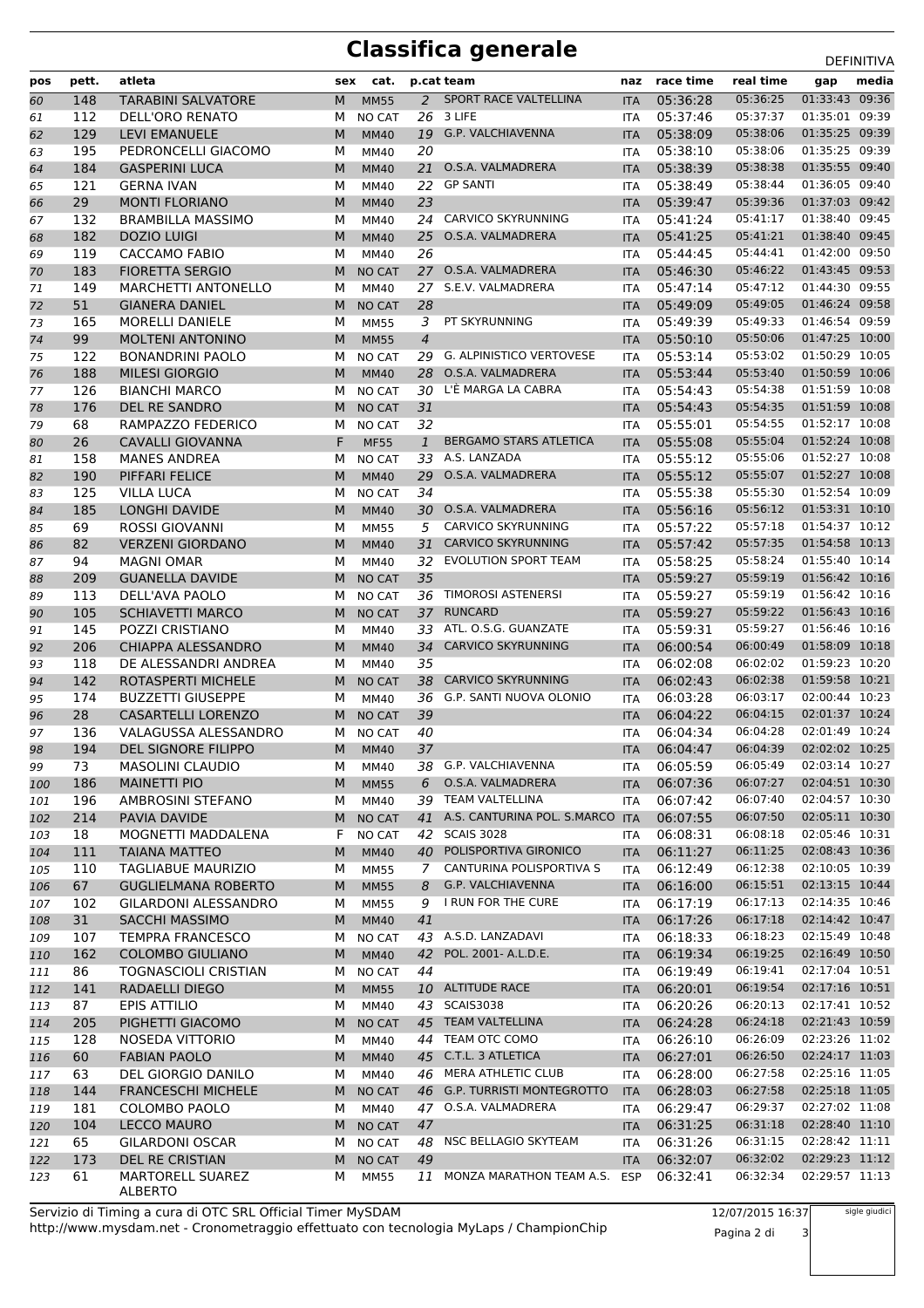# Classifica generale

DEFINITIVA

| pos | pett. | atleta | sex | cat. | p.cat | team | naz | race time | real time | gap | media |
|---|---|---|---|---|---|---|---|---|---|---|---|
| 60 | 148 | TARABINI SALVATORE | M | MM55 | 2 | SPORT RACE VALTELLINA | ITA | 05:36:28 | 05:36:25 | 01:33:43 | 09:36 |
| 61 | 112 | DELL'ORO RENATO | M | NO CAT | 26 | 3 LIFE | ITA | 05:37:46 | 05:37:37 | 01:35:01 | 09:39 |
| 62 | 129 | LEVI EMANUELE | M | MM40 | 19 | G.P. VALCHIAVENNA | ITA | 05:38:09 | 05:38:06 | 01:35:25 | 09:39 |
| 63 | 195 | PEDRONCELLI GIACOMO | M | MM40 | 20 | | ITA | 05:38:10 | 05:38:06 | 01:35:25 | 09:39 |
| 64 | 184 | GASPERINI LUCA | M | MM40 | 21 | O.S.A. VALMADRERA | ITA | 05:38:39 | 05:38:38 | 01:35:55 | 09:40 |
| 65 | 121 | GERNA IVAN | M | MM40 | 22 | GP SANTI | ITA | 05:38:49 | 05:38:44 | 01:36:05 | 09:40 |
| 66 | 29 | MONTI FLORIANO | M | MM40 | 23 | | ITA | 05:39:47 | 05:39:36 | 01:37:03 | 09:42 |
| 67 | 132 | BRAMBILLA MASSIMO | M | MM40 | 24 | CARVICO SKYRUNNING | ITA | 05:41:24 | 05:41:17 | 01:38:40 | 09:45 |
| 68 | 182 | DOZIO LUIGI | M | MM40 | 25 | O.S.A. VALMADRERA | ITA | 05:41:25 | 05:41:21 | 01:38:40 | 09:45 |
| 69 | 119 | CACCAMO FABIO | M | MM40 | 26 | | ITA | 05:44:45 | 05:44:40 | 01:42:00 | 09:50 |
| 70 | 183 | FIORETTA SERGIO | M | NO CAT | 27 | O.S.A. VALMADRERA | ITA | 05:46:30 | 05:46:22 | 01:43:45 | 09:53 |
| 71 | 149 | MARCHETTI ANTONELLO | M | MM40 | 27 | S.E.V. VALMADRERA | ITA | 05:47:14 | 05:47:12 | 01:44:30 | 09:55 |
| 72 | 51 | GIANERA DANIEL | M | NO CAT | 28 | | ITA | 05:49:09 | 05:49:05 | 01:46:24 | 09:58 |
| 73 | 165 | MORELLI DANIELE | M | MM55 | 3 | PT SKYRUNNING | ITA | 05:49:39 | 05:49:33 | 01:46:54 | 09:59 |
| 74 | 99 | MOLTENI ANTONINO | M | MM55 | 4 | | ITA | 05:50:10 | 05:50:06 | 01:47:25 | 10:00 |
| 75 | 122 | BONANDRINI PAOLO | M | NO CAT | 29 | G. ALPINISTICO VERTOVESE | ITA | 05:53:14 | 05:53:02 | 01:50:29 | 10:05 |
| 76 | 188 | MILESI GIORGIO | M | MM40 | 28 | O.S.A. VALMADRERA | ITA | 05:53:44 | 05:53:40 | 01:50:59 | 10:06 |
| 77 | 126 | BIANCHI MARCO | M | NO CAT | 30 | L'È MARGA LA CABRA | ITA | 05:54:43 | 05:54:38 | 01:51:59 | 10:08 |
| 78 | 176 | DEL RE SANDRO | M | NO CAT | 31 | | ITA | 05:54:43 | 05:54:35 | 01:51:59 | 10:08 |
| 79 | 68 | RAMPAZZO FEDERICO | M | NO CAT | 32 | | ITA | 05:55:01 | 05:54:55 | 01:52:17 | 10:08 |
| 80 | 26 | CAVALLI GIOVANNA | F | MF55 | 1 | BERGAMO STARS ATLETICA | ITA | 05:55:08 | 05:55:04 | 01:52:24 | 10:08 |
| 81 | 158 | MANES ANDREA | M | NO CAT | 33 | A.S. LANZADA | ITA | 05:55:12 | 05:55:06 | 01:52:27 | 10:08 |
| 82 | 190 | PIFFARI FELICE | M | MM40 | 29 | O.S.A. VALMADRERA | ITA | 05:55:12 | 05:55:07 | 01:52:27 | 10:08 |
| 83 | 125 | VILLA LUCA | M | NO CAT | 34 | | ITA | 05:55:38 | 05:55:30 | 01:52:54 | 10:09 |
| 84 | 185 | LONGHI DAVIDE | M | MM40 | 30 | O.S.A. VALMADRERA | ITA | 05:56:16 | 05:56:12 | 01:53:31 | 10:10 |
| 85 | 69 | ROSSI GIOVANNI | M | MM55 | 5 | CARVICO SKYRUNNING | ITA | 05:57:22 | 05:57:18 | 01:54:37 | 10:12 |
| 86 | 82 | VERZENI GIORDANO | M | MM40 | 31 | CARVICO SKYRUNNING | ITA | 05:57:42 | 05:57:35 | 01:54:58 | 10:13 |
| 87 | 94 | MAGNI OMAR | M | MM40 | 32 | EVOLUTION SPORT TEAM | ITA | 05:58:25 | 05:58:24 | 01:55:40 | 10:14 |
| 88 | 209 | GUANELLA DAVIDE | M | NO CAT | 35 | | ITA | 05:59:27 | 05:59:19 | 01:56:42 | 10:16 |
| 89 | 113 | DELL'AVA PAOLO | M | NO CAT | 36 | TIMOROSI ASTENERSI | ITA | 05:59:27 | 05:59:19 | 01:56:42 | 10:16 |
| 90 | 105 | SCHIAVETTI MARCO | M | NO CAT | 37 | RUNCARD | ITA | 05:59:27 | 05:59:22 | 01:56:43 | 10:16 |
| 91 | 145 | POZZI CRISTIANO | M | MM40 | 33 | ATL. O.S.G. GUANZATE | ITA | 05:59:31 | 05:59:27 | 01:56:46 | 10:16 |
| 92 | 206 | CHIAPPA ALESSANDRO | M | MM40 | 34 | CARVICO SKYRUNNING | ITA | 06:00:54 | 06:00:49 | 01:58:09 | 10:18 |
| 93 | 118 | DE ALESSANDRI ANDREA | M | MM40 | 35 | | ITA | 06:02:08 | 06:02:02 | 01:59:23 | 10:20 |
| 94 | 142 | ROTASPERTI MICHELE | M | NO CAT | 38 | CARVICO SKYRUNNING | ITA | 06:02:43 | 06:02:38 | 01:59:58 | 10:21 |
| 95 | 174 | BUZZETTI GIUSEPPE | M | MM40 | 36 | G.P. SANTI NUOVA OLONIO | ITA | 06:03:28 | 06:03:17 | 02:00:44 | 10:23 |
| 96 | 28 | CASARTELLI LORENZO | M | NO CAT | 39 | | ITA | 06:04:22 | 06:04:15 | 02:01:37 | 10:24 |
| 97 | 136 | VALAGUSSA ALESSANDRO | M | NO CAT | 40 | | ITA | 06:04:34 | 06:04:28 | 02:01:49 | 10:24 |
| 98 | 194 | DEL SIGNORE FILIPPO | M | MM40 | 37 | | ITA | 06:04:47 | 06:04:39 | 02:02:02 | 10:25 |
| 99 | 73 | MASOLINI CLAUDIO | M | MM40 | 38 | G.P. VALCHIAVENNA | ITA | 06:05:59 | 06:05:49 | 02:03:14 | 10:27 |
| 100 | 186 | MAINETTI PIO | M | MM55 | 6 | O.S.A. VALMADRERA | ITA | 06:07:36 | 06:07:27 | 02:04:51 | 10:30 |
| 101 | 196 | AMBROSINI STEFANO | M | MM40 | 39 | TEAM VALTELLINA | ITA | 06:07:42 | 06:07:40 | 02:04:57 | 10:30 |
| 102 | 214 | PAVIA DAVIDE | M | NO CAT | 41 | A.S. CANTURINA POL. S.MARCO | ITA | 06:07:55 | 06:07:50 | 02:05:11 | 10:30 |
| 103 | 18 | MOGNETTI MADDALENA | F | NO CAT | 42 | SCAIS 3028 | ITA | 06:08:31 | 06:08:18 | 02:05:46 | 10:31 |
| 104 | 111 | TAIANA MATTEO | M | MM40 | 40 | POLISPORTIVA GIRONICO | ITA | 06:11:27 | 06:11:25 | 02:08:43 | 10:36 |
| 105 | 110 | TAGLIABUE MAURIZIO | M | MM55 | 7 | CANTURINA POLISPORTIVA S | ITA | 06:12:49 | 06:12:38 | 02:10:05 | 10:39 |
| 106 | 67 | GUGLIELMANA ROBERTO | M | MM55 | 8 | G.P. VALCHIAVENNA | ITA | 06:16:00 | 06:15:51 | 02:13:15 | 10:44 |
| 107 | 102 | GILARDONI ALESSANDRO | M | MM55 | 9 | I RUN FOR THE CURE | ITA | 06:17:19 | 06:17:13 | 02:14:35 | 10:46 |
| 108 | 31 | SACCHI MASSIMO | M | MM40 | 41 | | ITA | 06:17:26 | 06:17:18 | 02:14:42 | 10:47 |
| 109 | 107 | TEMPRA FRANCESCO | M | NO CAT | 43 | A.S.D. LANZADAVI | ITA | 06:18:33 | 06:18:23 | 02:15:49 | 10:48 |
| 110 | 162 | COLOMBO GIULIANO | M | MM40 | 42 | POL. 2001- A.L.D.E. | ITA | 06:19:34 | 06:19:25 | 02:16:49 | 10:50 |
| 111 | 86 | TOGNASCIOLI CRISTIAN | M | NO CAT | 44 | | ITA | 06:19:49 | 06:19:41 | 02:17:04 | 10:51 |
| 112 | 141 | RADAELLI DIEGO | M | MM55 | 10 | ALTITUDE RACE | ITA | 06:20:01 | 06:19:54 | 02:17:16 | 10:51 |
| 113 | 87 | EPIS ATTILIO | M | MM40 | 43 | SCAIS3038 | ITA | 06:20:26 | 06:20:13 | 02:17:41 | 10:52 |
| 114 | 205 | PIGHETTI GIACOMO | M | NO CAT | 45 | TEAM VALTELLINA | ITA | 06:24:28 | 06:24:18 | 02:21:43 | 10:59 |
| 115 | 128 | NOSEDA VITTORIO | M | MM40 | 44 | TEAM OTC COMO | ITA | 06:26:10 | 06:26:09 | 02:23:26 | 11:02 |
| 116 | 60 | FABIAN PAOLO | M | MM40 | 45 | C.T.L. 3 ATLETICA | ITA | 06:27:01 | 06:26:50 | 02:24:17 | 11:03 |
| 117 | 63 | DEL GIORGIO DANILO | M | MM40 | 46 | MERA ATHLETIC CLUB | ITA | 06:28:00 | 06:27:58 | 02:25:16 | 11:05 |
| 118 | 144 | FRANCESCHI MICHELE | M | NO CAT | 46 | G.P. TURRISTI MONTEGROTTO | ITA | 06:28:03 | 06:27:58 | 02:25:18 | 11:05 |
| 119 | 181 | COLOMBO PAOLO | M | MM40 | 47 | O.S.A. VALMADRERA | ITA | 06:29:47 | 06:29:37 | 02:27:02 | 11:08 |
| 120 | 104 | LECCO MAURO | M | NO CAT | 47 | | ITA | 06:31:25 | 06:31:18 | 02:28:40 | 11:10 |
| 121 | 65 | GILARDONI OSCAR | M | NO CAT | 48 | NSC BELLAGIO SKYTEAM | ITA | 06:31:26 | 06:31:15 | 02:28:42 | 11:11 |
| 122 | 173 | DEL RE CRISTIAN | M | NO CAT | 49 | | ITA | 06:32:07 | 06:32:02 | 02:29:23 | 11:12 |
| 123 | 61 | MARTORELL SUAREZ ALBERTO | M | MM55 | 11 | MONZA MARATHON TEAM A.S. | ESP | 06:32:41 | 06:32:34 | 02:29:57 | 11:13 |

Servizio di Timing a cura di OTC SRL Official Timer MySDAM
http://www.mysdam.net - Cronometraggio effettuato con tecnologia MyLaps / ChampionChip

12/07/2015 16:37

sigle giudici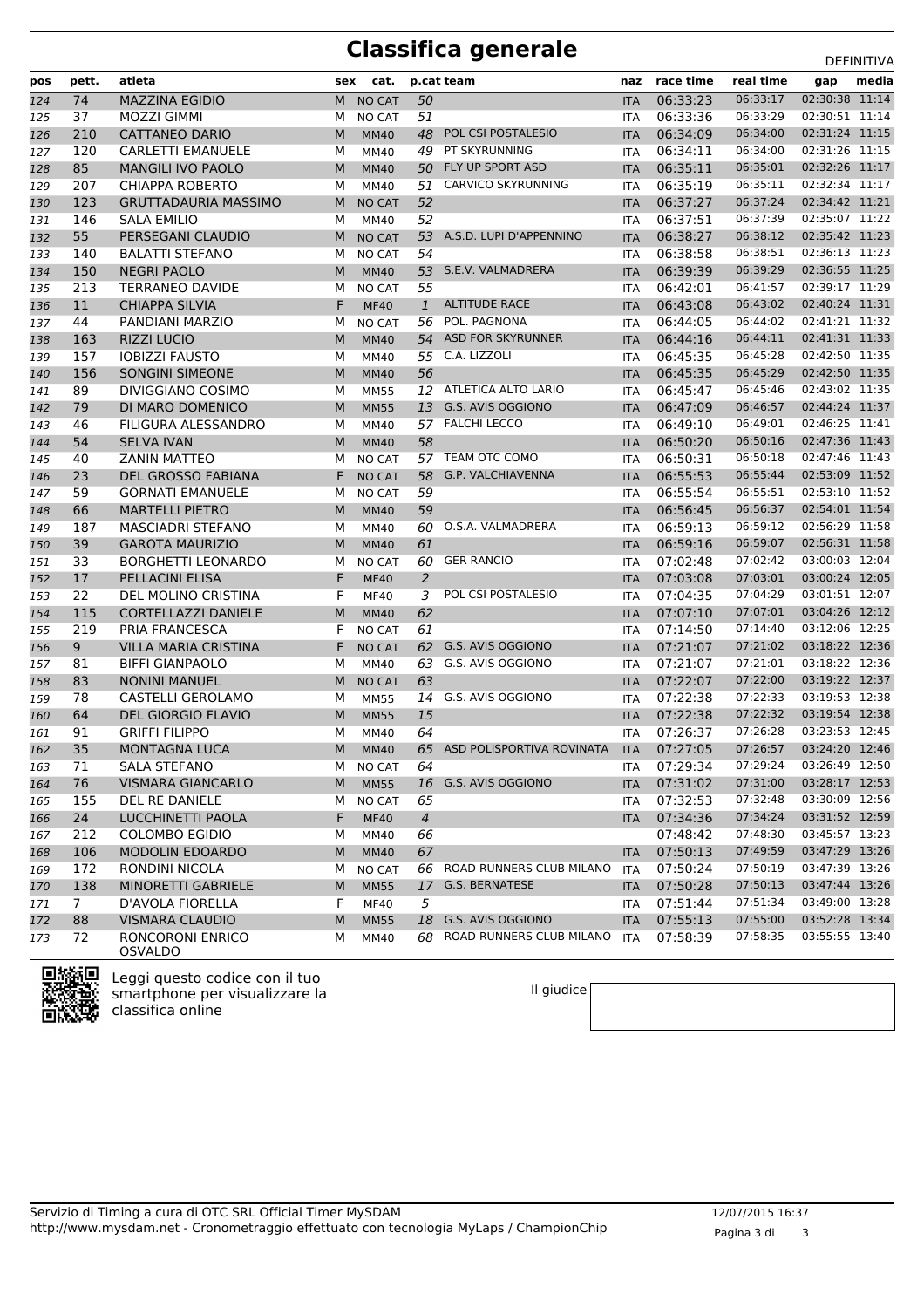# Classifica generale

DEFINITIVA

| pos | pett. | atleta | sex | cat. | p.cat | team | naz | race time | real time | gap | media |
|---|---|---|---|---|---|---|---|---|---|---|---|
| 124 | 74 | MAZZINA EGIDIO | M | NO CAT | 50 | | ITA | 06:33:23 | 06:33:17 | 02:30:38 | 11:14 |
| 125 | 37 | MOZZI GIMMI | M | NO CAT | 51 | | ITA | 06:33:36 | 06:33:29 | 02:30:51 | 11:14 |
| 126 | 210 | CATTANEO DARIO | M | MM40 | 48 | POL CSI POSTALESIO | ITA | 06:34:09 | 06:34:00 | 02:31:24 | 11:15 |
| 127 | 120 | CARLETTI EMANUELE | M | MM40 | 49 | PT SKYRUNNING | ITA | 06:34:11 | 06:34:00 | 02:31:26 | 11:15 |
| 128 | 85 | MANGILI IVO PAOLO | M | MM40 | 50 | FLY UP SPORT ASD | ITA | 06:35:11 | 06:35:01 | 02:32:26 | 11:17 |
| 129 | 207 | CHIAPPA ROBERTO | M | MM40 | 51 | CARVICO SKYRUNNING | ITA | 06:35:19 | 06:35:11 | 02:32:34 | 11:17 |
| 130 | 123 | GRUTTADAURIA MASSIMO | M | NO CAT | 52 | | ITA | 06:37:27 | 06:37:24 | 02:34:42 | 11:21 |
| 131 | 146 | SALA EMILIO | M | MM40 | 52 | | ITA | 06:37:51 | 06:37:39 | 02:35:07 | 11:22 |
| 132 | 55 | PERSEGANI CLAUDIO | M | NO CAT | 53 | A.S.D. LUPI D'APPENNINO | ITA | 06:38:27 | 06:38:12 | 02:35:42 | 11:23 |
| 133 | 140 | BALATTI STEFANO | M | NO CAT | 54 | | ITA | 06:38:58 | 06:38:51 | 02:36:13 | 11:23 |
| 134 | 150 | NEGRI PAOLO | M | MM40 | 53 | S.E.V. VALMADRERA | ITA | 06:39:39 | 06:39:29 | 02:36:55 | 11:25 |
| 135 | 213 | TERRANEO DAVIDE | M | NO CAT | 55 | | ITA | 06:42:01 | 06:41:57 | 02:39:17 | 11:29 |
| 136 | 11 | CHIAPPA SILVIA | F | MF40 | 1 | ALTITUDE RACE | ITA | 06:43:08 | 06:43:02 | 02:40:24 | 11:31 |
| 137 | 44 | PANDIANI MARZIO | M | NO CAT | 56 | POL. PAGNONA | ITA | 06:44:05 | 06:44:02 | 02:41:21 | 11:32 |
| 138 | 163 | RIZZI LUCIO | M | MM40 | 54 | ASD FOR SKYRUNNER | ITA | 06:44:16 | 06:44:11 | 02:41:31 | 11:33 |
| 139 | 157 | IOBIZZI FAUSTO | M | MM40 | 55 | C.A. LIZZOLI | ITA | 06:45:35 | 06:45:28 | 02:42:50 | 11:35 |
| 140 | 156 | SONGINI SIMEONE | M | MM40 | 56 | | ITA | 06:45:35 | 06:45:29 | 02:42:50 | 11:35 |
| 141 | 89 | DIVIGGIANO COSIMO | M | MM55 | 12 | ATLETICA ALTO LARIO | ITA | 06:45:47 | 06:45:46 | 02:43:02 | 11:35 |
| 142 | 79 | DI MARO DOMENICO | M | MM55 | 13 | G.S. AVIS OGGIONO | ITA | 06:47:09 | 06:46:57 | 02:44:24 | 11:37 |
| 143 | 46 | FILIGURA ALESSANDRO | M | MM40 | 57 | FALCHI LECCO | ITA | 06:49:10 | 06:49:01 | 02:46:25 | 11:41 |
| 144 | 54 | SELVA IVAN | M | MM40 | 58 | | ITA | 06:50:20 | 06:50:16 | 02:47:36 | 11:43 |
| 145 | 40 | ZANIN MATTEO | M | NO CAT | 57 | TEAM OTC COMO | ITA | 06:50:31 | 06:50:18 | 02:47:46 | 11:43 |
| 146 | 23 | DEL GROSSO FABIANA | F | NO CAT | 58 | G.P. VALCHIAVENNA | ITA | 06:55:53 | 06:55:44 | 02:53:09 | 11:52 |
| 147 | 59 | GORNATI EMANUELE | M | NO CAT | 59 | | ITA | 06:55:54 | 06:55:51 | 02:53:10 | 11:52 |
| 148 | 66 | MARTELLI PIETRO | M | MM40 | 59 | | ITA | 06:56:45 | 06:56:37 | 02:54:01 | 11:54 |
| 149 | 187 | MASCIADRI STEFANO | M | MM40 | 60 | O.S.A. VALMADRERA | ITA | 06:59:13 | 06:59:12 | 02:56:29 | 11:58 |
| 150 | 39 | GAROTA MAURIZIO | M | MM40 | 61 | | ITA | 06:59:16 | 06:59:07 | 02:56:31 | 11:58 |
| 151 | 33 | BORGHETTI LEONARDO | M | NO CAT | 60 | GER RANCIO | ITA | 07:02:48 | 07:02:42 | 03:00:03 | 12:04 |
| 152 | 17 | PELLACINI ELISA | F | MF40 | 2 | | ITA | 07:03:08 | 07:03:01 | 03:00:24 | 12:05 |
| 153 | 22 | DEL MOLINO CRISTINA | F | MF40 | 3 | POL CSI POSTALESIO | ITA | 07:04:35 | 07:04:29 | 03:01:51 | 12:07 |
| 154 | 115 | CORTELLAZZI DANIELE | M | MM40 | 62 | | ITA | 07:07:10 | 07:07:01 | 03:04:26 | 12:12 |
| 155 | 219 | PRIA FRANCESCA | F | NO CAT | 61 | | ITA | 07:14:50 | 07:14:40 | 03:12:06 | 12:25 |
| 156 | 9 | VILLA MARIA CRISTINA | F | NO CAT | 62 | G.S. AVIS OGGIONO | ITA | 07:21:07 | 07:21:02 | 03:18:22 | 12:36 |
| 157 | 81 | BIFFI GIANPAOLO | M | MM40 | 63 | G.S. AVIS OGGIONO | ITA | 07:21:07 | 07:21:01 | 03:18:22 | 12:36 |
| 158 | 83 | NONINI MANUEL | M | NO CAT | 63 | | ITA | 07:22:07 | 07:22:00 | 03:19:22 | 12:37 |
| 159 | 78 | CASTELLI GEROLAMO | M | MM55 | 14 | G.S. AVIS OGGIONO | ITA | 07:22:38 | 07:22:33 | 03:19:53 | 12:38 |
| 160 | 64 | DEL GIORGIO FLAVIO | M | MM55 | 15 | | ITA | 07:22:38 | 07:22:32 | 03:19:54 | 12:38 |
| 161 | 91 | GRIFFI FILIPPO | M | MM40 | 64 | | ITA | 07:26:37 | 07:26:28 | 03:23:53 | 12:45 |
| 162 | 35 | MONTAGNA LUCA | M | MM40 | 65 | ASD POLISPORTIVA ROVINATA | ITA | 07:27:05 | 07:26:57 | 03:24:20 | 12:46 |
| 163 | 71 | SALA STEFANO | M | NO CAT | 64 | | ITA | 07:29:34 | 07:29:24 | 03:26:49 | 12:50 |
| 164 | 76 | VISMARA GIANCARLO | M | MM55 | 16 | G.S. AVIS OGGIONO | ITA | 07:31:02 | 07:31:00 | 03:28:17 | 12:53 |
| 165 | 155 | DEL RE DANIELE | M | NO CAT | 65 | | ITA | 07:32:53 | 07:32:48 | 03:30:09 | 12:56 |
| 166 | 24 | LUCCHINETTI PAOLA | F | MF40 | 4 | | ITA | 07:34:36 | 07:34:24 | 03:31:52 | 12:59 |
| 167 | 212 | COLOMBO EGIDIO | M | MM40 | 66 | | | 07:48:42 | 07:48:30 | 03:45:57 | 13:23 |
| 168 | 106 | MODOLIN EDOARDO | M | MM40 | 67 | | ITA | 07:50:13 | 07:49:59 | 03:47:29 | 13:26 |
| 169 | 172 | RONDINI NICOLA | M | NO CAT | 66 | ROAD RUNNERS CLUB MILANO | ITA | 07:50:24 | 07:50:19 | 03:47:39 | 13:26 |
| 170 | 138 | MINORETTI GABRIELE | M | MM55 | 17 | G.S. BERNATESE | ITA | 07:50:28 | 07:50:13 | 03:47:44 | 13:26 |
| 171 | 7 | D'AVOLA FIORELLA | F | MF40 | 5 | | ITA | 07:51:44 | 07:51:34 | 03:49:00 | 13:28 |
| 172 | 88 | VISMARA CLAUDIO | M | MM55 | 18 | G.S. AVIS OGGIONO | ITA | 07:55:13 | 07:55:00 | 03:52:28 | 13:34 |
| 173 | 72 | RONCORONI ENRICO OSVALDO | M | MM40 | 68 | ROAD RUNNERS CLUB MILANO | ITA | 07:58:39 | 07:58:35 | 03:55:55 | 13:40 |

Leggi questo codice con il tuo smartphone per visualizzare la classifica online

Il giudice

Servizio di Timing a cura di OTC SRL Official Timer MySDAM
http://www.mysdam.net - Cronometraggio effettuato con tecnologia MyLaps / ChampionChip

12/07/2015 16:37